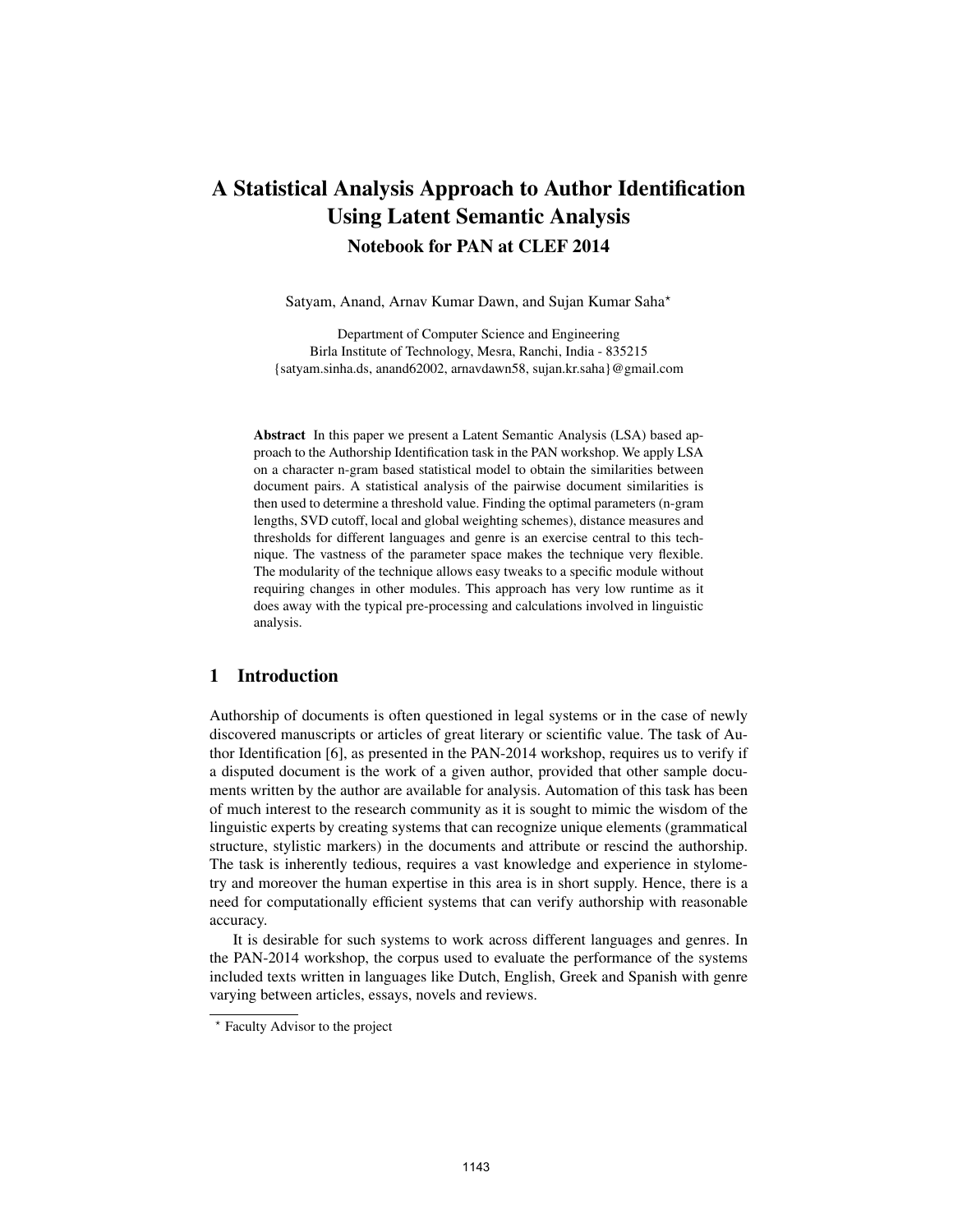# A Statistical Analysis Approach to Author Identification Using Latent Semantic Analysis

## Notebook for PAN at CLEF 2014

Satyam, Anand, Arnav Kumar Dawn, and Sujan Kumar Saha*

Department of Computer Science and Engineering
Birla Institute of Technology, Mesra, Ranchi, India - 835215
{satyam.sinha.ds, anand62002, arnavdawn58, sujan.kr.saha}@gmail.com

**Abstract** In this paper we present a Latent Semantic Analysis (LSA) based approach to the Authorship Identification task in the PAN workshop. We apply LSA on a character n-gram based statistical model to obtain the similarities between document pairs. A statistical analysis of the pairwise document similarities is then used to determine a threshold value. Finding the optimal parameters (n-gram lengths, SVD cutoff, local and global weighting schemes), distance measures and thresholds for different languages and genre is an exercise central to this technique. The vastness of the parameter space makes the technique very flexible. The modularity of the technique allows easy tweaks to a specific module without requiring changes in other modules. This approach has very low runtime as it does away with the typical pre-processing and calculations involved in linguistic analysis.

## 1 Introduction

Authorship of documents is often questioned in legal systems or in the case of newly discovered manuscripts or articles of great literary or scientific value. The task of Author Identification [6], as presented in the PAN-2014 workshop, requires us to verify if a disputed document is the work of a given author, provided that other sample documents written by the author are available for analysis. Automation of this task has been of much interest to the research community as it is sought to mimic the wisdom of the linguistic experts by creating systems that can recognize unique elements (grammatical structure, stylistic markers) in the documents and attribute or rescind the authorship. The task is inherently tedious, requires a vast knowledge and experience in stylometry and moreover the human expertise in this area is in short supply. Hence, there is a need for computationally efficient systems that can verify authorship with reasonable accuracy.

It is desirable for such systems to work across different languages and genres. In the PAN-2014 workshop, the corpus used to evaluate the performance of the systems included texts written in languages like Dutch, English, Greek and Spanish with genre varying between articles, essays, novels and reviews.

* Faculty Advisor to the project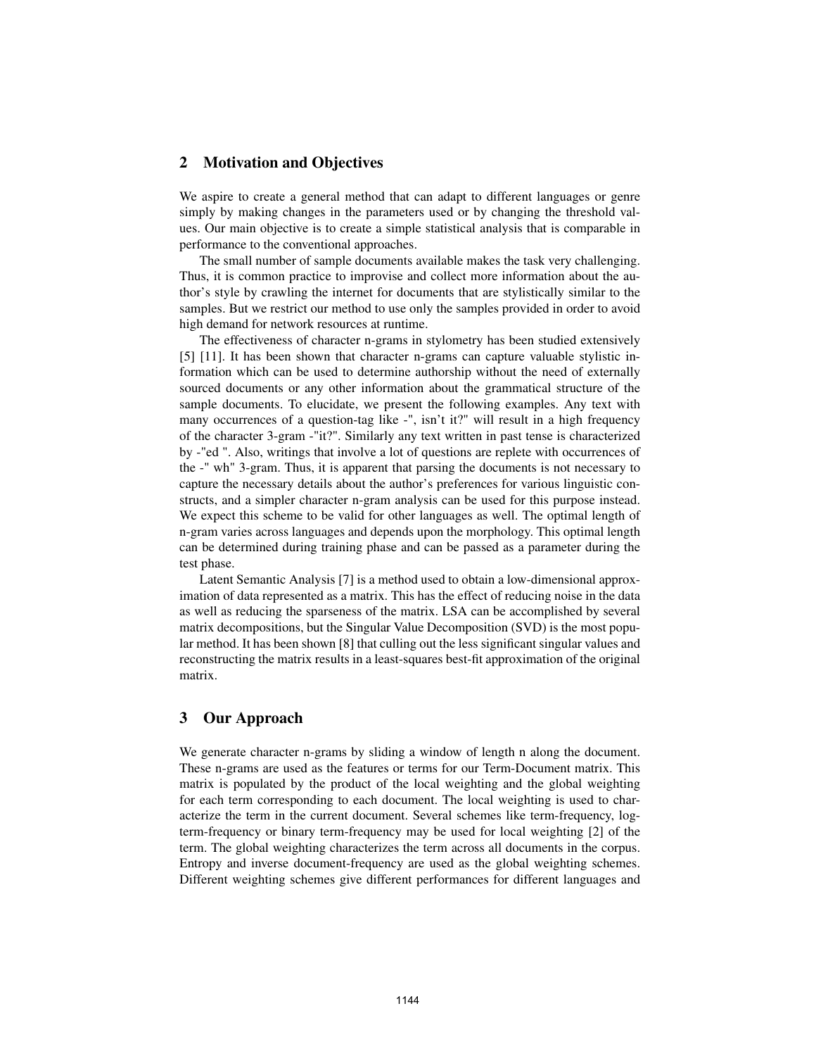## 2 Motivation and Objectives

We aspire to create a general method that can adapt to different languages or genre simply by making changes in the parameters used or by changing the threshold values. Our main objective is to create a simple statistical analysis that is comparable in performance to the conventional approaches.

The small number of sample documents available makes the task very challenging. Thus, it is common practice to improvise and collect more information about the author's style by crawling the internet for documents that are stylistically similar to the samples. But we restrict our method to use only the samples provided in order to avoid high demand for network resources at runtime.

The effectiveness of character n-grams in stylometry has been studied extensively [5] [11]. It has been shown that character n-grams can capture valuable stylistic information which can be used to determine authorship without the need of externally sourced documents or any other information about the grammatical structure of the sample documents. To elucidate, we present the following examples. Any text with many occurrences of a question-tag like -", isn't it?" will result in a high frequency of the character 3-gram -"it?". Similarly any text written in past tense is characterized by -"ed ". Also, writings that involve a lot of questions are replete with occurrences of the -" wh" 3-gram. Thus, it is apparent that parsing the documents is not necessary to capture the necessary details about the author's preferences for various linguistic constructs, and a simpler character n-gram analysis can be used for this purpose instead. We expect this scheme to be valid for other languages as well. The optimal length of n-gram varies across languages and depends upon the morphology. This optimal length can be determined during training phase and can be passed as a parameter during the test phase.

Latent Semantic Analysis [7] is a method used to obtain a low-dimensional approximation of data represented as a matrix. This has the effect of reducing noise in the data as well as reducing the sparseness of the matrix. LSA can be accomplished by several matrix decompositions, but the Singular Value Decomposition (SVD) is the most popular method. It has been shown [8] that culling out the less significant singular values and reconstructing the matrix results in a least-squares best-fit approximation of the original matrix.

## 3 Our Approach

We generate character n-grams by sliding a window of length n along the document. These n-grams are used as the features or terms for our Term-Document matrix. This matrix is populated by the product of the local weighting and the global weighting for each term corresponding to each document. The local weighting is used to characterize the term in the current document. Several schemes like term-frequency, log-term-frequency or binary term-frequency may be used for local weighting [2] of the term. The global weighting characterizes the term across all documents in the corpus. Entropy and inverse document-frequency are used as the global weighting schemes. Different weighting schemes give different performances for different languages and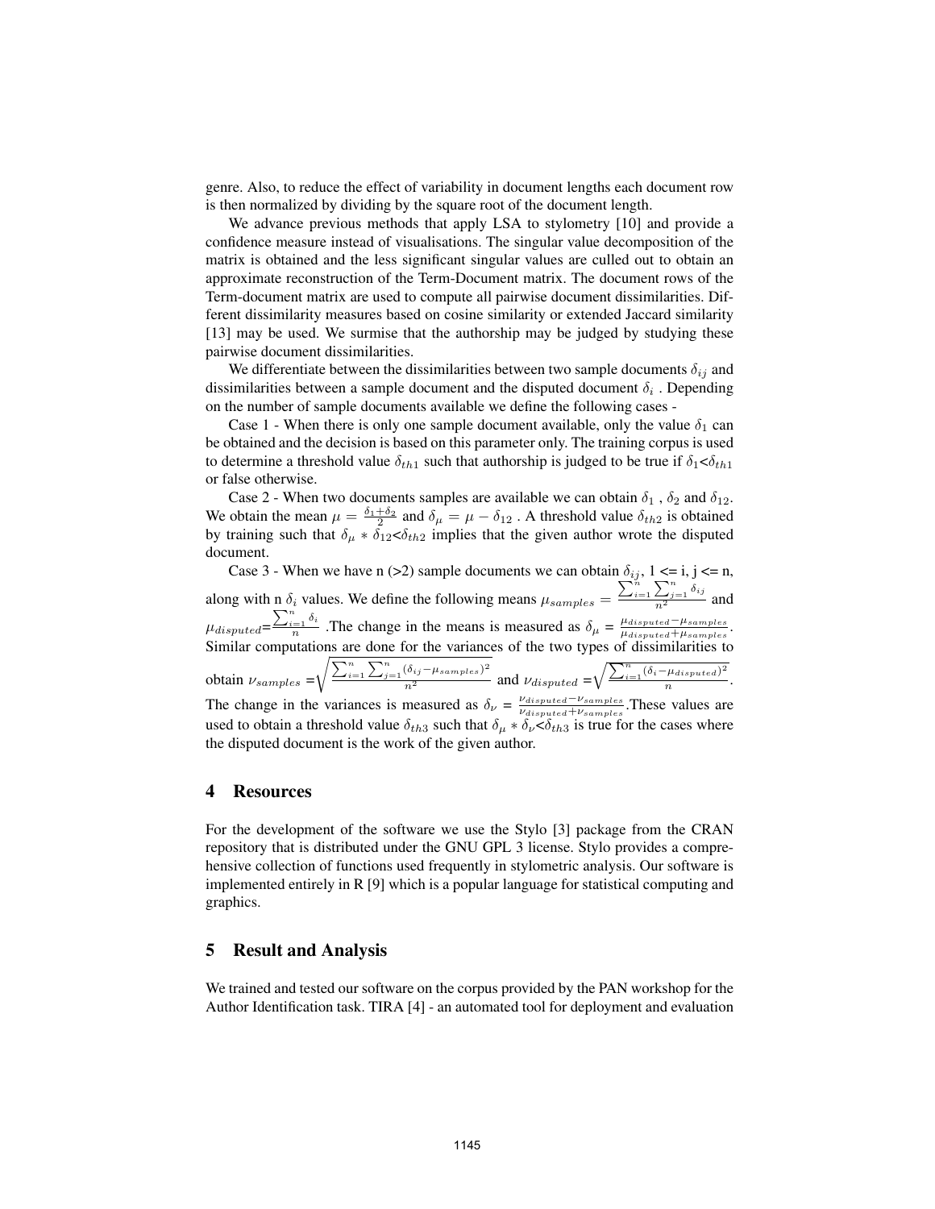genre. Also, to reduce the effect of variability in document lengths each document row is then normalized by dividing by the square root of the document length.

We advance previous methods that apply LSA to stylometry [10] and provide a confidence measure instead of visualisations. The singular value decomposition of the matrix is obtained and the less significant singular values are culled out to obtain an approximate reconstruction of the Term-Document matrix. The document rows of the Term-document matrix are used to compute all pairwise document dissimilarities. Different dissimilarity measures based on cosine similarity or extended Jaccard similarity [13] may be used. We surmise that the authorship may be judged by studying these pairwise document dissimilarities.

We differentiate between the dissimilarities between two sample documents $\delta_{ij}$ and dissimilarities between a sample document and the disputed document $\delta_i$ . Depending on the number of sample documents available we define the following cases -

Case 1 - When there is only one sample document available, only the value $\delta_1$ can be obtained and the decision is based on this parameter only. The training corpus is used to determine a threshold value $\delta_{th1}$ such that authorship is judged to be true if $\delta_1 < \delta_{th1}$ or false otherwise.

Case 2 - When two documents samples are available we can obtain $\delta_1$ , $\delta_2$ and $\delta_{12}$. We obtain the mean $\mu = \frac{\delta_1 + \delta_2}{2}$ and $\delta_\mu = \mu - \delta_{12}$ . A threshold value $\delta_{th2}$ is obtained by training such that $\delta_\mu * \delta_{12} < \delta_{th2}$ implies that the given author wrote the disputed document.

Case 3 - When we have n (>2) sample documents we can obtain $\delta_{ij}$, 1 <= i, j <= n, along with n $\delta_i$ values. We define the following means $\mu_{samples} = \frac{\sum_{i=1}^{n}\sum_{j=1}^{n}\delta_{ij}}{n^2}$ and $\mu_{disputed} = \frac{\sum_{i=1}^{n}\delta_i}{n}$ .The change in the means is measured as $\delta_\mu = \frac{\mu_{disputed} - \mu_{samples}}{\mu_{disputed} + \mu_{samples}}$. Similar computations are done for the variances of the two types of dissimilarities to obtain $\nu_{samples} = \sqrt{\frac{\sum_{i=1}^{n}\sum_{j=1}^{n}(\delta_{ij} - \mu_{samples})^2}{n^2}}$ and $\nu_{disputed} = \sqrt{\frac{\sum_{i=1}^{n}(\delta_i - \mu_{disputed})^2}{n}}$. The change in the variances is measured as $\delta_\nu = \frac{\nu_{disputed} - \nu_{samples}}{\nu_{disputed} + \nu_{samples}}$.These values are used to obtain a threshold value $\delta_{th3}$ such that $\delta_\mu * \delta_\nu < \delta_{th3}$ is true for the cases where the disputed document is the work of the given author.

## 4 Resources

For the development of the software we use the Stylo [3] package from the CRAN repository that is distributed under the GNU GPL 3 license. Stylo provides a comprehensive collection of functions used frequently in stylometric analysis. Our software is implemented entirely in R [9] which is a popular language for statistical computing and graphics.

## 5 Result and Analysis

We trained and tested our software on the corpus provided by the PAN workshop for the Author Identification task. TIRA [4] - an automated tool for deployment and evaluation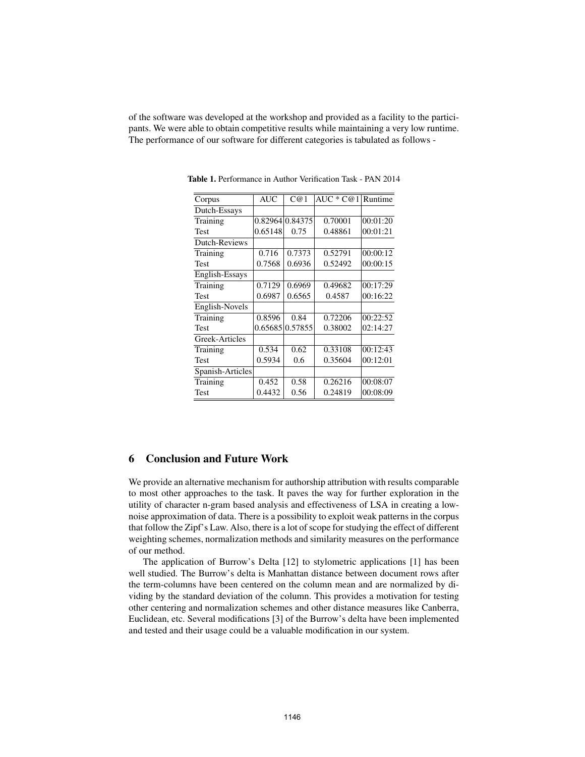of the software was developed at the workshop and provided as a facility to the participants. We were able to obtain competitive results while maintaining a very low runtime. The performance of our software for different categories is tabulated as follows -

**Table 1.** Performance in Author Verification Task - PAN 2014

| Corpus | AUC | C@1 | AUC * C@1 | Runtime |
|---|---|---|---|---|
| Dutch-Essays | | | | |
| Training | 0.82964 | 0.84375 | 0.70001 | 00:01:20 |
| Test | 0.65148 | 0.75 | 0.48861 | 00:01:21 |
| Dutch-Reviews | | | | |
| Training | 0.716 | 0.7373 | 0.52791 | 00:00:12 |
| Test | 0.7568 | 0.6936 | 0.52492 | 00:00:15 |
| English-Essays | | | | |
| Training | 0.7129 | 0.6969 | 0.49682 | 00:17:29 |
| Test | 0.6987 | 0.6565 | 0.4587 | 00:16:22 |
| English-Novels | | | | |
| Training | 0.8596 | 0.84 | 0.72206 | 00:22:52 |
| Test | 0.65685 | 0.57855 | 0.38002 | 02:14:27 |
| Greek-Articles | | | | |
| Training | 0.534 | 0.62 | 0.33108 | 00:12:43 |
| Test | 0.5934 | 0.6 | 0.35604 | 00:12:01 |
| Spanish-Articles | | | | |
| Training | 0.452 | 0.58 | 0.26216 | 00:08:07 |
| Test | 0.4432 | 0.56 | 0.24819 | 00:08:09 |

## 6 Conclusion and Future Work

We provide an alternative mechanism for authorship attribution with results comparable to most other approaches to the task. It paves the way for further exploration in the utility of character n-gram based analysis and effectiveness of LSA in creating a low-noise approximation of data. There is a possibility to exploit weak patterns in the corpus that follow the Zipf's Law. Also, there is a lot of scope for studying the effect of different weighting schemes, normalization methods and similarity measures on the performance of our method.

The application of Burrow's Delta [12] to stylometric applications [1] has been well studied. The Burrow's delta is Manhattan distance between document rows after the term-columns have been centered on the column mean and are normalized by dividing by the standard deviation of the column. This provides a motivation for testing other centering and normalization schemes and other distance measures like Canberra, Euclidean, etc. Several modifications [3] of the Burrow's delta have been implemented and tested and their usage could be a valuable modification in our system.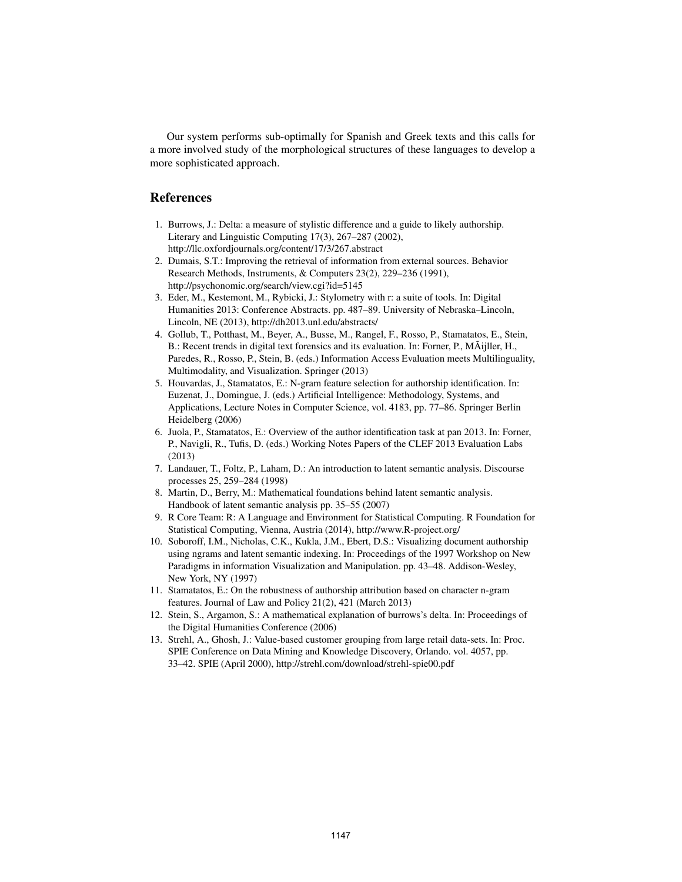Our system performs sub-optimally for Spanish and Greek texts and this calls for a more involved study of the morphological structures of these languages to develop a more sophisticated approach.

## References

1. Burrows, J.: Delta: a measure of stylistic difference and a guide to likely authorship. Literary and Linguistic Computing 17(3), 267–287 (2002), http://llc.oxfordjournals.org/content/17/3/267.abstract
2. Dumais, S.T.: Improving the retrieval of information from external sources. Behavior Research Methods, Instruments, & Computers 23(2), 229–236 (1991), http://psychonomic.org/search/view.cgi?id=5145
3. Eder, M., Kestemont, M., Rybicki, J.: Stylometry with r: a suite of tools. In: Digital Humanities 2013: Conference Abstracts. pp. 487–89. University of Nebraska–Lincoln, Lincoln, NE (2013), http://dh2013.unl.edu/abstracts/
4. Gollub, T., Potthast, M., Beyer, A., Busse, M., Rangel, F., Rosso, P., Stamatatos, E., Stein, B.: Recent trends in digital text forensics and its evaluation. In: Forner, P., MÃijller, H., Paredes, R., Rosso, P., Stein, B. (eds.) Information Access Evaluation meets Multilinguality, Multimodality, and Visualization. Springer (2013)
5. Houvardas, J., Stamatatos, E.: N-gram feature selection for authorship identification. In: Euzenat, J., Domingue, J. (eds.) Artificial Intelligence: Methodology, Systems, and Applications, Lecture Notes in Computer Science, vol. 4183, pp. 77–86. Springer Berlin Heidelberg (2006)
6. Juola, P., Stamatatos, E.: Overview of the author identification task at pan 2013. In: Forner, P., Navigli, R., Tufis, D. (eds.) Working Notes Papers of the CLEF 2013 Evaluation Labs (2013)
7. Landauer, T., Foltz, P., Laham, D.: An introduction to latent semantic analysis. Discourse processes 25, 259–284 (1998)
8. Martin, D., Berry, M.: Mathematical foundations behind latent semantic analysis. Handbook of latent semantic analysis pp. 35–55 (2007)
9. R Core Team: R: A Language and Environment for Statistical Computing. R Foundation for Statistical Computing, Vienna, Austria (2014), http://www.R-project.org/
10. Soboroff, I.M., Nicholas, C.K., Kukla, J.M., Ebert, D.S.: Visualizing document authorship using ngrams and latent semantic indexing. In: Proceedings of the 1997 Workshop on New Paradigms in information Visualization and Manipulation. pp. 43–48. Addison-Wesley, New York, NY (1997)
11. Stamatatos, E.: On the robustness of authorship attribution based on character n-gram features. Journal of Law and Policy 21(2), 421 (March 2013)
12. Stein, S., Argamon, S.: A mathematical explanation of burrows's delta. In: Proceedings of the Digital Humanities Conference (2006)
13. Strehl, A., Ghosh, J.: Value-based customer grouping from large retail data-sets. In: Proc. SPIE Conference on Data Mining and Knowledge Discovery, Orlando. vol. 4057, pp. 33–42. SPIE (April 2000), http://strehl.com/download/strehl-spie00.pdf